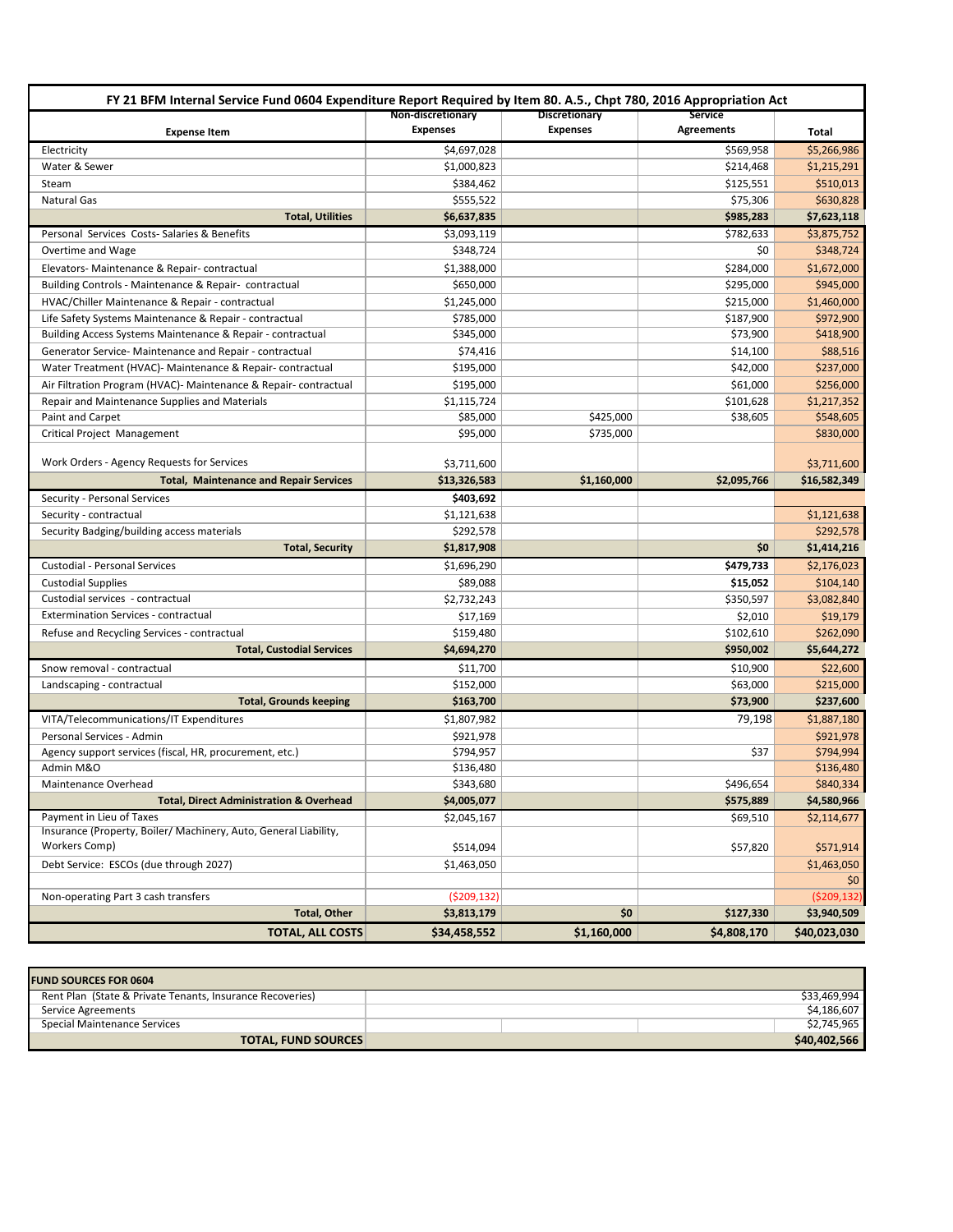| FY 21 BFM Internal Service Fund 0604 Expenditure Report Required by Item 80. A.5., Chpt 780, 2016 Appropriation Act | | | | |
|---|---|---|---|---|
| **Expense Item** | **Non-discretionary Expenses** | **Discretionary Expenses** | **Service Agreements** | **Total** |
| Electricity | $4,697,028 | | $569,958 | $5,266,986 |
| Water & Sewer | $1,000,823 | | $214,468 | $1,215,291 |
| Steam | $384,462 | | $125,551 | $510,013 |
| Natural Gas | $555,522 | | $75,306 | $630,828 |
| **Total, Utilities** | **$6,637,835** | | **$985,283** | **$7,623,118** |
| Personal Services Costs- Salaries & Benefits | $3,093,119 | | $782,633 | $3,875,752 |
| Overtime and Wage | $348,724 | | $0 | $348,724 |
| Elevators- Maintenance & Repair- contractual | $1,388,000 | | $284,000 | $1,672,000 |
| Building Controls - Maintenance & Repair- contractual | $650,000 | | $295,000 | $945,000 |
| HVAC/Chiller Maintenance & Repair - contractual | $1,245,000 | | $215,000 | $1,460,000 |
| Life Safety Systems Maintenance & Repair - contractual | $785,000 | | $187,900 | $972,900 |
| Building Access Systems Maintenance & Repair - contractual | $345,000 | | $73,900 | $418,900 |
| Generator Service- Maintenance and Repair - contractual | $74,416 | | $14,100 | $88,516 |
| Water Treatment (HVAC)- Maintenance & Repair- contractual | $195,000 | | $42,000 | $237,000 |
| Air Filtration Program (HVAC)- Maintenance & Repair- contractual | $195,000 | | $61,000 | $256,000 |
| Repair and Maintenance Supplies and Materials | $1,115,724 | | $101,628 | $1,217,352 |
| Paint and Carpet | $85,000 | $425,000 | $38,605 | $548,605 |
| Critical Project Management | $95,000 | $735,000 | | $830,000 |
| Work Orders - Agency Requests for Services | $3,711,600 | | | $3,711,600 |
| **Total, Maintenance and Repair Services** | **$13,326,583** | **$1,160,000** | **$2,095,766** | **$16,582,349** |
| Security - Personal Services | **$403,692** | | | |
| Security - contractual | $1,121,638 | | | $1,121,638 |
| Security Badging/building access materials | $292,578 | | | $292,578 |
| **Total, Security** | **$1,817,908** | | **$0** | **$1,414,216** |
| Custodial - Personal Services | $1,696,290 | | **$479,733** | $2,176,023 |
| Custodial Supplies | $89,088 | | **$15,052** | $104,140 |
| Custodial services - contractual | $2,732,243 | | $350,597 | $3,082,840 |
| Extermination Services - contractual | $17,169 | | $2,010 | $19,179 |
| Refuse and Recycling Services - contractual | $159,480 | | $102,610 | $262,090 |
| **Total, Custodial Services** | **$4,694,270** | | **$950,002** | **$5,644,272** |
| Snow removal - contractual | $11,700 | | $10,900 | $22,600 |
| Landscaping - contractual | $152,000 | | $63,000 | $215,000 |
| **Total, Grounds keeping** | **$163,700** | | **$73,900** | **$237,600** |
| VITA/Telecommunications/IT Expenditures | $1,807,982 | | 79,198 | $1,887,180 |
| Personal Services - Admin | $921,978 | | | $921,978 |
| Agency support services (fiscal, HR, procurement, etc.) | $794,957 | | $37 | $794,994 |
| Admin M&O | $136,480 | | | $136,480 |
| Maintenance Overhead | $343,680 | | $496,654 | $840,334 |
| **Total, Direct Administration & Overhead** | **$4,005,077** | | **$575,889** | **$4,580,966** |
| Payment in Lieu of Taxes | $2,045,167 | | $69,510 | $2,114,677 |
| Insurance (Property, Boiler/ Machinery, Auto, General Liability, Workers Comp) | $514,094 | | $57,820 | $571,914 |
| Debt Service: ESCOs (due through 2027) | $1,463,050 | | | $1,463,050 |
| | | | | $0 |
| Non-operating Part 3 cash transfers | ($209,132) | | | ($209,132) |
| **Total, Other** | **$3,813,179** | **$0** | **$127,330** | **$3,940,509** |
| **TOTAL, ALL COSTS** | **$34,458,552** | **$1,160,000** | **$4,808,170** | **$40,023,030** |

| FUND SOURCES FOR 0604 | | | | |
|---|---|---|---|---|
| Rent Plan (State & Private Tenants, Insurance Recoveries) | | | | $33,469,994 |
| Service Agreements | | | | $4,186,607 |
| Special Maintenance Services | | | | $2,745,965 |
| **TOTAL, FUND SOURCES** | | | | **$40,402,566** |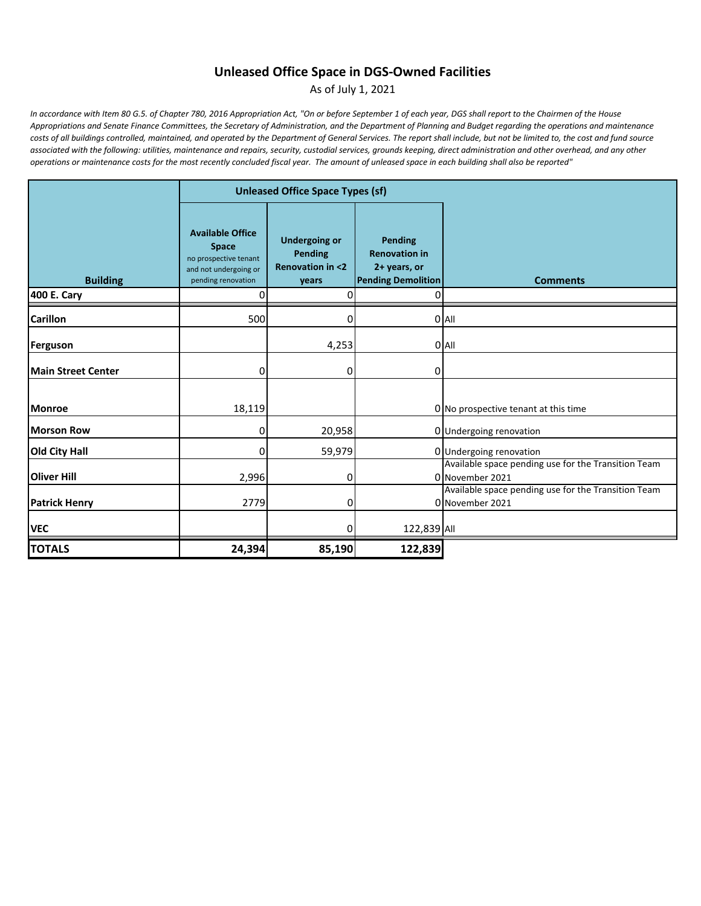# Unleased Office Space in DGS-Owned Facilities

As of July 1, 2021

*In accordance with Item 80 G.5. of Chapter 780, 2016 Appropriation Act, "On or before September 1 of each year, DGS shall report to the Chairmen of the House Appropriations and Senate Finance Committees, the Secretary of Administration, and the Department of Planning and Budget regarding the operations and maintenance costs of all buildings controlled, maintained, and operated by the Department of General Services. The report shall include, but not be limited to, the cost and fund source associated with the following: utilities, maintenance and repairs, security, custodial services, grounds keeping, direct administration and other overhead, and any other operations or maintenance costs for the most recently concluded fiscal year. The amount of unleased space in each building shall also be reported"*

| | Unleased Office Space Types (sf) | | | |
|---|---|---|---|---|
| **Building** | **Available Office Space** no prospective tenant and not undergoing or pending renovation | **Undergoing or Pending Renovation in <2 years** | **Pending Renovation in 2+ years, or Pending Demolition** | **Comments** |
| **400 E. Cary** | 0 | 0 | 0 | |
| **Carillon** | 500 | 0 | 0 | All |
| **Ferguson** | | 4,253 | 0 | All |
| **Main Street Center** | 0 | 0 | 0 | |
| **Monroe** | 18,119 | | 0 | No prospective tenant at this time |
| **Morson Row** | 0 | 20,958 | 0 | Undergoing renovation |
| **Old City Hall** | 0 | 59,979 | 0 | Undergoing renovation |
| **Oliver Hill** | 2,996 | 0 | 0 | Available space pending use for the Transition Team November 2021 |
| **Patrick Henry** | 2779 | 0 | 0 | Available space pending use for the Transition Team November 2021 |
| **VEC** | | 0 | 122,839 | All |
| **TOTALS** | **24,394** | **85,190** | **122,839** | |